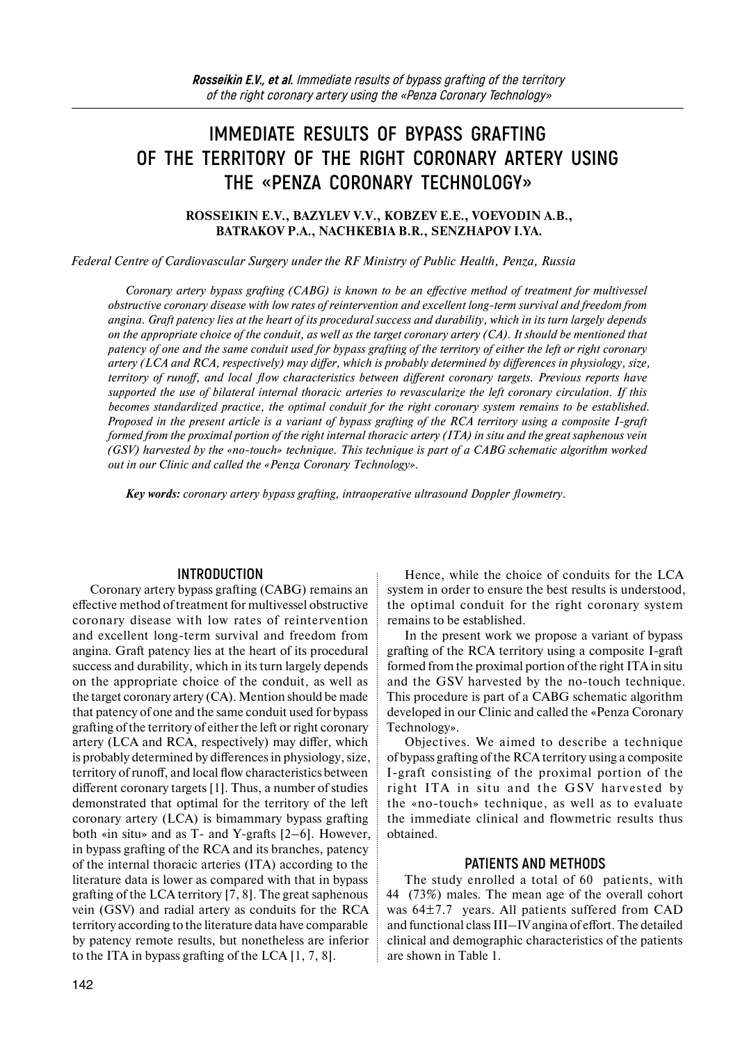# IMMEDIATE RESULTS OF BYPASS GRAFTING OF THE TERRITORY OF THE RIGHT CORONARY ARTERY USING THE «PENZA CORONARY TECHNOLOGY»

**ROSSEIKIN E.V., BAZYLEV V.V., KOBZEV E.E., VOEVODIN A.B., BATRAKOV P.A., NACHKEBIA B.R., SENZHAPOV I.YA.**

*Federal Centre of Cardiovascular Surgery under the RF Ministry of Public Health, Penza, Russia*

*Coronary artery bypass grafting (CABG) is known to be an effective method of treatment for multivessel obstructive coronary disease with low rates of reintervention and excellent long-term survival and freedom from angina. Graft patency lies at the heart of its procedural success and durability, which in its turn largely depends on the appropriate choice of the conduit, as well as the target coronary artery (CA). It should be mentioned that patency of one and the same conduit used for bypass grafting of the territory of either the left or right coronary artery (LCA and RCA, respectively) may differ, which is probably determined by differences in physiology, size, territory of runoff, and local flow characteristics between different coronary targets. Previous reports have supported the use of bilateral internal thoracic arteries to revascularize the left coronary circulation. If this becomes standardized practice, the optimal conduit for the right coronary system remains to be established. Proposed in the present article is a variant of bypass grafting of the RCA territory using a composite I-graft formed from the proximal portion of the right internal thoracic artery (ITA) in situ and the great saphenous vein (GSV) harvested by the «no-touch» technique. This technique is part of a CABG schematic algorithm worked out in our Clinic and called the «Penza Coronary Technology».*

***Key words:** coronary artery bypass grafting, intraoperative ultrasound Doppler flowmetry.*

## INTRODUCTION

Coronary artery bypass grafting (CABG) remains an effective method of treatment for multivessel obstructive coronary disease with low rates of reintervention and excellent long-term survival and freedom from angina. Graft patency lies at the heart of its procedural success and durability, which in its turn largely depends on the appropriate choice of the conduit, as well as the target coronary artery (CA). Mention should be made that patency of one and the same conduit used for bypass grafting of the territory of either the left or right coronary artery (LCA and RCA, respectively) may differ, which is probably determined by differences in physiology, size, territory of runoff, and local flow characteristics between different coronary targets [1]. Thus, a number of studies demonstrated that optimal for the territory of the left coronary artery (LCA) is bimammary bypass grafting both «in situ» and as T- and Y-grafts [2–6]. However, in bypass grafting of the RCA and its branches, patency of the internal thoracic arteries (ITA) according to the literature data is lower as compared with that in bypass grafting of the LCA territory [7, 8]. The great saphenous vein (GSV) and radial artery as conduits for the RCA territory according to the literature data have comparable by patency remote results, but nonetheless are inferior to the ITA in bypass grafting of the LCA [1, 7, 8].

Hence, while the choice of conduits for the LCA system in order to ensure the best results is understood, the optimal conduit for the right coronary system remains to be established.

In the present work we propose a variant of bypass grafting of the RCA territory using a composite I-graft formed from the proximal portion of the right ITA in situ and the GSV harvested by the no-touch technique. This procedure is part of a CABG schematic algorithm developed in our Clinic and called the «Penza Coronary Technology».

Objectives. We aimed to describe a technique of bypass grafting of the RCA territory using a composite I-graft consisting of the proximal portion of the right ITA in situ and the GSV harvested by the «no-touch» technique, as well as to evaluate the immediate clinical and flowmetric results thus obtained.

## PATIENTS AND METHODS

The study enrolled a total of 60 patients, with 44 (73%) males. The mean age of the overall cohort was 64±7.7 years. All patients suffered from CAD and functional class III–IV angina of effort. The detailed clinical and demographic characteristics of the patients are shown in Table 1.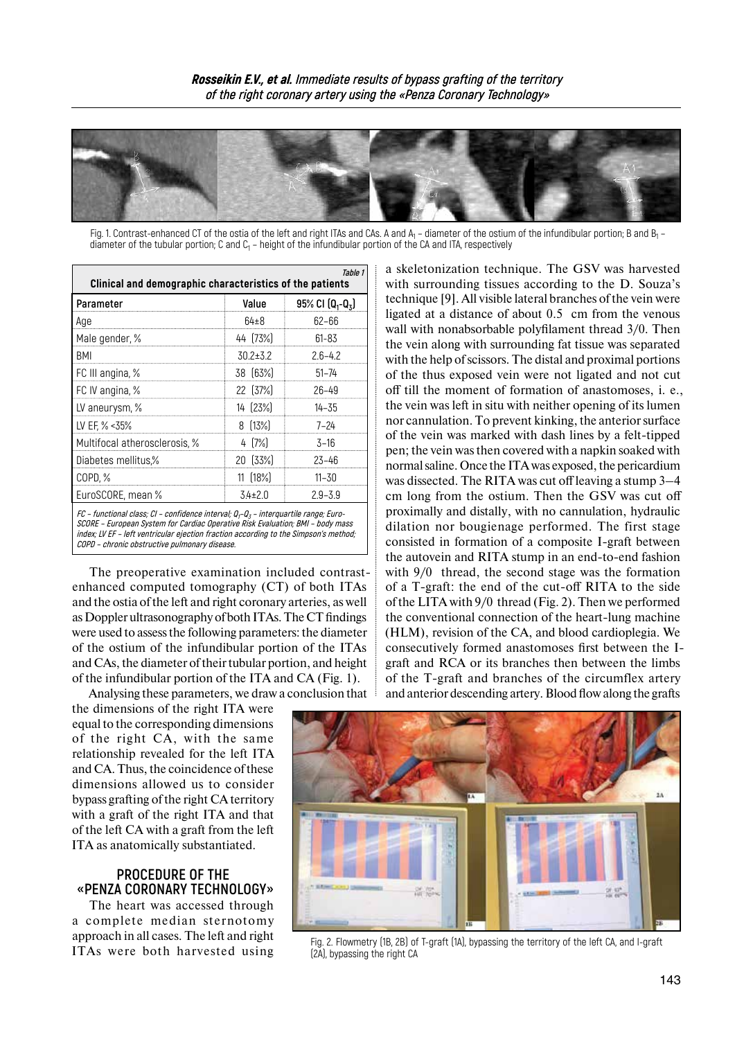Fig. 1. Contrast-enhanced CT of the ostia of the left and right ITAs and CAs. A and $A_1$ – diameter of the ostium of the infundibular portion; B and $B_1$ – diameter of the tubular portion; C and $C_1$ – height of the infundibular portion of the CA and ITA, respectively

*Table 1*

**Clinical and demographic characteristics of the patients**

| Parameter | Value | 95% CI ($Q_1$-$Q_3$) |
|---|---|---|
| Age | 64±8 | 62–66 |
| Male gender, % | 44 (73%) | 61–83 |
| BMI | 30.2±3.2 | 2.6–4.2 |
| FC III angina, % | 38 (63%) | 51–74 |
| FC IV angina, % | 22 (37%) | 26–49 |
| LV aneurysm, % | 14 (23%) | 14–35 |
| LV EF, % <35% | 8 (13%) | 7–24 |
| Multifocal atherosclerosis, % | 4 (7%) | 3–16 |
| Diabetes mellitus,% | 20 (33%) | 23–46 |
| COPD, % | 11 (18%) | 11–30 |
| EuroSCORE, mean % | 3.4±2.0 | 2.9–3.9 |

*FC – functional class; CI – confidence interval; $Q_1$–$Q_3$ – interquartile range; EuroSCORE – European System for Cardiac Operative Risk Evaluation; BMI – body mass index; LV EF – left ventricular ejection fraction according to the Simpson's method; COPD – chronic obstructive pulmonary disease.*

The preoperative examination included contrast-enhanced computed tomography (CT) of both ITAs and the ostia of the left and right coronary arteries, as well as Doppler ultrasonography of both ITAs. The CT findings were used to assess the following parameters: the diameter of the ostium of the infundibular portion of the ITAs and CAs, the diameter of their tubular portion, and height of the infundibular portion of the ITA and CA (Fig. 1).

Analysing these parameters, we draw a conclusion that the dimensions of the right ITA were equal to the corresponding dimensions of the right CA, with the same relationship revealed for the left ITA and CA. Thus, the coincidence of these dimensions allowed us to consider bypass grafting of the right CA territory with a graft of the right ITA and that of the left CA with a graft from the left ITA as anatomically substantiated.

## PROCEDURE OF THE «PENZA CORONARY TECHNOLOGY»

The heart was accessed through a complete median sternotomy approach in all cases. The left and right ITAs were both harvested using a skeletonization technique. The GSV was harvested with surrounding tissues according to the D. Souza's technique [9]. All visible lateral branches of the vein were ligated at a distance of about 0.5 cm from the venous wall with nonabsorbable polyfilament thread 3/0. Then the vein along with surrounding fat tissue was separated with the help of scissors. The distal and proximal portions of the thus exposed vein were not ligated and not cut off till the moment of formation of anastomoses, i. e., the vein was left in situ with neither opening of its lumen nor cannulation. To prevent kinking, the anterior surface of the vein was marked with dash lines by a felt-tipped pen; the vein was then covered with a napkin soaked with normal saline. Once the ITA was exposed, the pericardium was dissected. The RITA was cut off leaving a stump 3–4 cm long from the ostium. Then the GSV was cut off proximally and distally, with no cannulation, hydraulic dilation nor bougienage performed. The first stage consisted in formation of a composite I-graft between the autovein and RITA stump in an end-to-end fashion with 9/0 thread, the second stage was the formation of a T-graft: the end of the cut-off RITA to the side of the LITA with 9/0 thread (Fig. 2). Then we performed the conventional connection of the heart-lung machine (HLM), revision of the CA, and blood cardioplegia. We consecutively formed anastomoses first between the I-graft and RCA or its branches then between the limbs of the T-graft and branches of the circumflex artery and anterior descending artery. Blood flow along the grafts

Fig. 2. Flowmetry (1B, 2B) of T-graft (1A), bypassing the territory of the left CA, and I-graft (2A), bypassing the right CA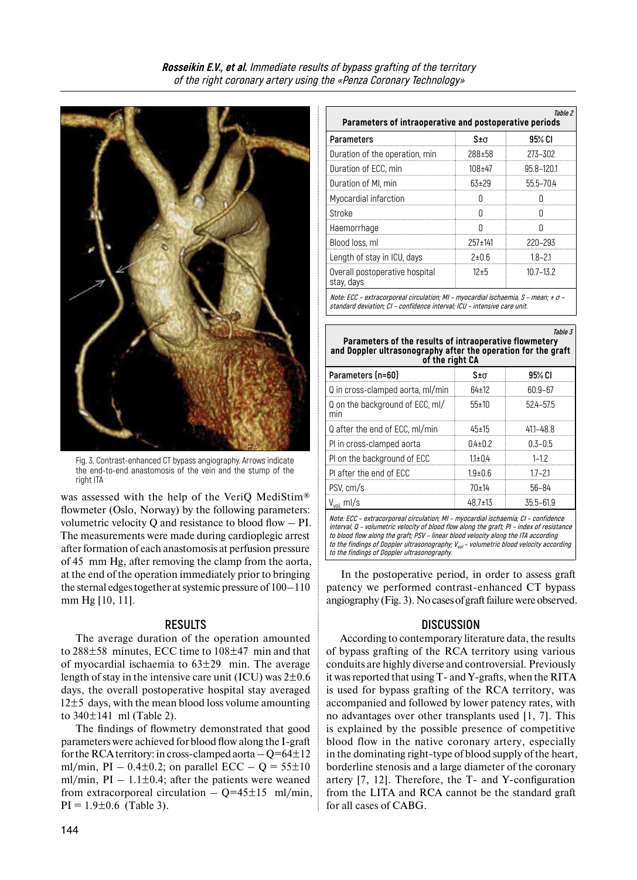Fig. 3. Contrast-enhanced CT bypass angiography. Arrows indicate the end-to-end anastomosis of the vein and the stump of the right ITA

was assessed with the help of the VeriQ MediStim® flowmeter (Oslo, Norway) by the following parameters: volumetric velocity Q and resistance to blood flow – PI. The measurements were made during cardioplegic arrest after formation of each anastomosis at perfusion pressure of 45 mm Hg, after removing the clamp from the aorta, at the end of the operation immediately prior to bringing the sternal edges together at systemic pressure of 100–110 mm Hg [10, 11].

## RESULTS

The average duration of the operation amounted to 288±58 minutes, ECC time to 108±47 min and that of myocardial ischaemia to 63±29 min. The average length of stay in the intensive care unit (ICU) was 2±0.6 days, the overall postoperative hospital stay averaged 12±5 days, with the mean blood loss volume amounting to 340±141 ml (Table 2).

The findings of flowmetry demonstrated that good parameters were achieved for blood flow along the I-graft for the RCA territory: in cross-clamped aorta – Q=64±12 ml/min, PI – 0.4±0.2; on parallel ECC – Q = 55±10 ml/min, PI – 1.1±0.4; after the patients were weaned from extracorporeal circulation – Q=45±15 ml/min, PI = 1.9±0.6 (Table 3).

Table 2

**Parameters of intraoperative and postoperative periods**

| Parameters | S±σ | 95% CI |
|---|---|---|
| Duration of the operation, min | 288±58 | 273–302 |
| Duration of ECC, min | 108±47 | 95.8–120.1 |
| Duration of MI, min | 63±29 | 55.5–70.4 |
| Myocardial infarction | 0 | 0 |
| Stroke | 0 | 0 |
| Haemorrhage | 0 | 0 |
| Blood loss, ml | 257±141 | 220–293 |
| Length of stay in ICU, days | 2±0.6 | 1.8–2.1 |
| Overall postoperative hospital stay, days | 12±5 | 10.7–13.2 |

*Note: ECC – extracorporeal circulation; MI – myocardial ischaemia, S – mean; ± σ – standard deviation; CI – confidence interval; ICU – intensive care unit.*

Table 3

**Parameters of the results of intraoperative flowmetery and Doppler ultrasonography after the operation for the graft of the right CA**

| Parameters (n=60) | S±σ | 95% CI |
|---|---|---|
| Q in cross-clamped aorta, ml/min | 64±12 | 60.9–67 |
| Q on the background of ECC, ml/min | 55±10 | 52.4–57.5 |
| Q after the end of ECC, ml/min | 45±15 | 41.1–48.8 |
| PI in cross-clamped aorta | 0.4±0.2 | 0.3–0.5 |
| PI on the background of ECC | 1.1±0.4 | 1–1.2 |
| PI after the end of ECC | 1.9±0.6 | 1.7–2.1 |
| PSV, cm/s | 70±14 | 56–84 |
| $V_{vol}$, ml/s | 48.7±13 | 35.5–61.9 |

*Note: ECC – extracorporeal circulation; MI – myocardial ischaemia; CI – confidence interval; Q – volumetric velocity of blood flow along the graft; PI – index of resistance to blood flow along the graft; PSV – linear blood velocity along the ITA according to the findings of Doppler ultrasonography; $V_{vol}$ – volumetric blood velocity according to the findings of Doppler ultrasonography.*

In the postoperative period, in order to assess graft patency we performed contrast-enhanced CT bypass angiography (Fig. 3). No cases of graft failure were observed.

## DISCUSSION

According to contemporary literature data, the results of bypass grafting of the RCA territory using various conduits are highly diverse and controversial. Previously it was reported that using T- and Y-grafts, when the RITA is used for bypass grafting of the RCA territory, was accompanied and followed by lower patency rates, with no advantages over other transplants used [1, 7]. This is explained by the possible presence of competitive blood flow in the native coronary artery, especially in the dominating right-type of blood supply of the heart, borderline stenosis and a large diameter of the coronary artery [7, 12]. Therefore, the T- and Y-configuration from the LITA and RCA cannot be the standard graft for all cases of CABG.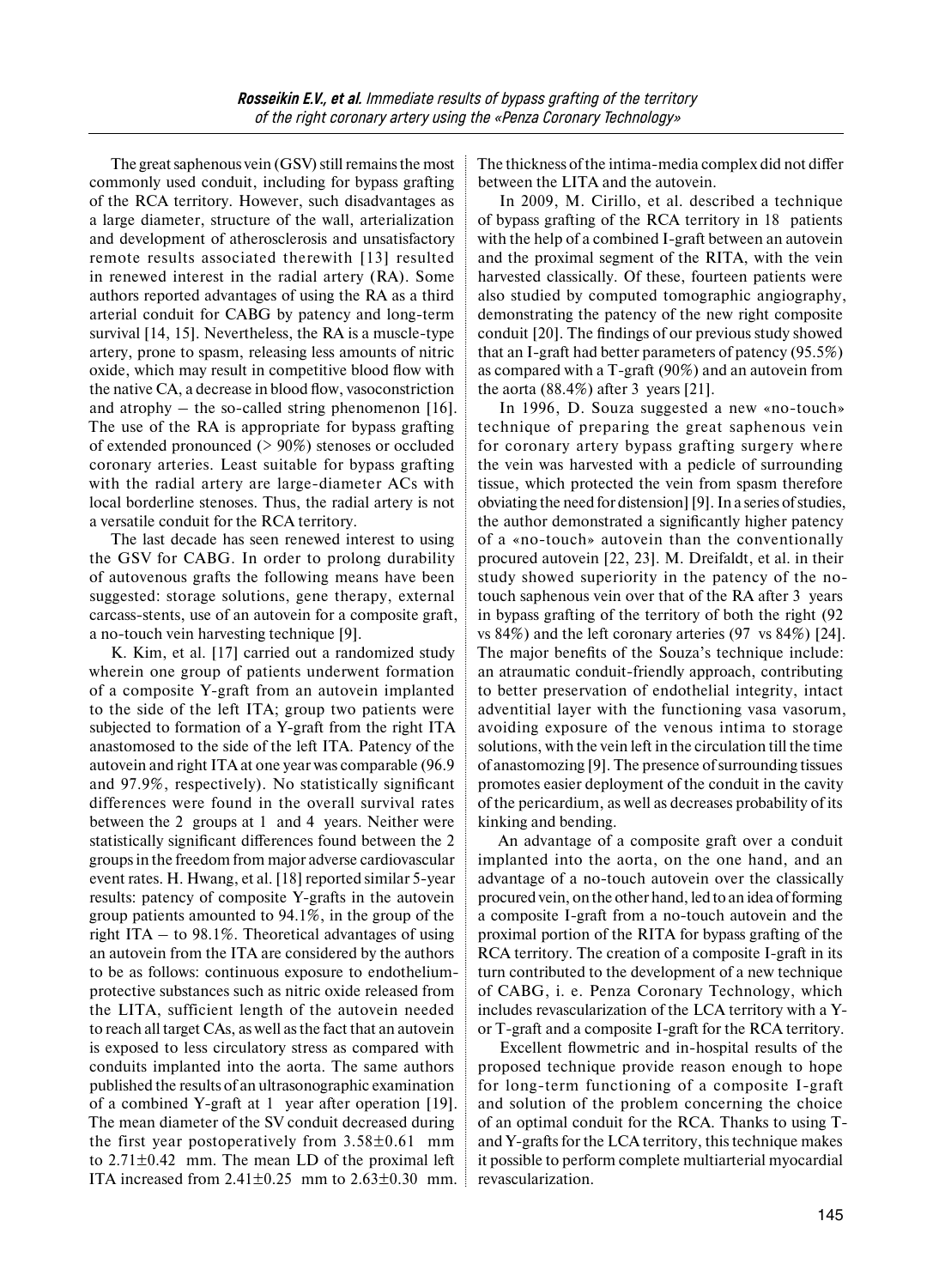The great saphenous vein (GSV) still remains the most commonly used conduit, including for bypass grafting of the RCA territory. However, such disadvantages as a large diameter, structure of the wall, arterialization and development of atherosclerosis and unsatisfactory remote results associated therewith [13] resulted in renewed interest in the radial artery (RA). Some authors reported advantages of using the RA as a third arterial conduit for CABG by patency and long-term survival [14, 15]. Nevertheless, the RA is a muscle-type artery, prone to spasm, releasing less amounts of nitric oxide, which may result in competitive blood flow with the native CA, a decrease in blood flow, vasoconstriction and atrophy – the so-called string phenomenon [16]. The use of the RA is appropriate for bypass grafting of extended pronounced (> 90%) stenoses or occluded coronary arteries. Least suitable for bypass grafting with the radial artery are large-diameter ACs with local borderline stenoses. Thus, the radial artery is not a versatile conduit for the RCA territory.

The last decade has seen renewed interest to using the GSV for CABG. In order to prolong durability of autovenous grafts the following means have been suggested: storage solutions, gene therapy, external carcass-stents, use of an autovein for a composite graft, a no-touch vein harvesting technique [9].

K. Kim, et al. [17] carried out a randomized study wherein one group of patients underwent formation of a composite Y-graft from an autovein implanted to the side of the left ITA; group two patients were subjected to formation of a Y-graft from the right ITA anastomosed to the side of the left ITA. Patency of the autovein and right ITA at one year was comparable (96.9 and 97.9%, respectively). No statistically significant differences were found in the overall survival rates between the 2 groups at 1 and 4 years. Neither were statistically significant differences found between the 2 groups in the freedom from major adverse cardiovascular event rates. H. Hwang, et al. [18] reported similar 5-year results: patency of composite Y-grafts in the autovein group patients amounted to 94.1%, in the group of the right ITA – to 98.1%. Theoretical advantages of using an autovein from the ITA are considered by the authors to be as follows: continuous exposure to endothelium-protective substances such as nitric oxide released from the LITA, sufficient length of the autovein needed to reach all target CAs, as well as the fact that an autovein is exposed to less circulatory stress as compared with conduits implanted into the aorta. The same authors published the results of an ultrasonographic examination of a combined Y-graft at 1 year after operation [19]. The mean diameter of the SV conduit decreased during the first year postoperatively from 3.58±0.61 mm to 2.71±0.42 mm. The mean LD of the proximal left ITA increased from 2.41±0.25 mm to 2.63±0.30 mm. The thickness of the intima-media complex did not differ between the LITA and the autovein.

In 2009, M. Cirillo, et al. described a technique of bypass grafting of the RCA territory in 18 patients with the help of a combined I-graft between an autovein and the proximal segment of the RITA, with the vein harvested classically. Of these, fourteen patients were also studied by computed tomographic angiography, demonstrating the patency of the new right composite conduit [20]. The findings of our previous study showed that an I-graft had better parameters of patency (95.5%) as compared with a T-graft (90%) and an autovein from the aorta (88.4%) after 3 years [21].

In 1996, D. Souza suggested a new «no-touch» technique of preparing the great saphenous vein for coronary artery bypass grafting surgery where the vein was harvested with a pedicle of surrounding tissue, which protected the vein from spasm therefore obviating the need for distension] [9]. In a series of studies, the author demonstrated a significantly higher patency of a «no-touch» autovein than the conventionally procured autovein [22, 23]. M. Dreifaldt, et al. in their study showed superiority in the patency of the no-touch saphenous vein over that of the RA after 3 years in bypass grafting of the territory of both the right (92 vs 84%) and the left coronary arteries (97 vs 84%) [24]. The major benefits of the Souza's technique include: an atraumatic conduit-friendly approach, contributing to better preservation of endothelial integrity, intact adventitial layer with the functioning vasa vasorum, avoiding exposure of the venous intima to storage solutions, with the vein left in the circulation till the time of anastomozing [9]. The presence of surrounding tissues promotes easier deployment of the conduit in the cavity of the pericardium, as well as decreases probability of its kinking and bending.

An advantage of a composite graft over a conduit implanted into the aorta, on the one hand, and an advantage of a no-touch autovein over the classically procured vein, on the other hand, led to an idea of forming a composite I-graft from a no-touch autovein and the proximal portion of the RITA for bypass grafting of the RCA territory. The creation of a composite I-graft in its turn contributed to the development of a new technique of CABG, i. e. Penza Coronary Technology, which includes revascularization of the LCA territory with a Y- or T-graft and a composite I-graft for the RCA territory.

Excellent flowmetric and in-hospital results of the proposed technique provide reason enough to hope for long-term functioning of a composite I-graft and solution of the problem concerning the choice of an optimal conduit for the RCA. Thanks to using T- and Y-grafts for the LCA territory, this technique makes it possible to perform complete multiarterial myocardial revascularization.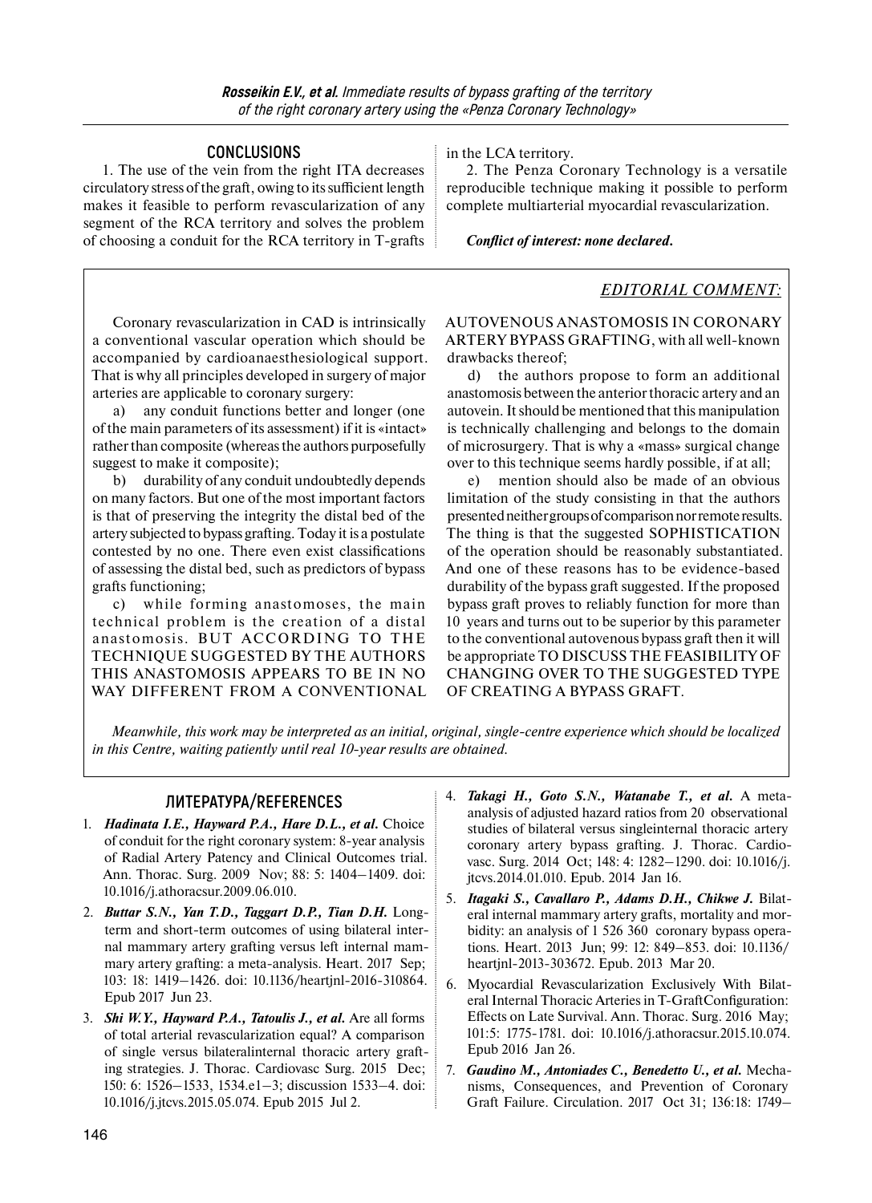## CONCLUSIONS

1. The use of the vein from the right ITA decreases circulatory stress of the graft, owing to its sufficient length makes it feasible to perform revascularization of any segment of the RCA territory and solves the problem of choosing a conduit for the RCA territory in T-grafts in the LCA territory.

2. The Penza Coronary Technology is a versatile reproducible technique making it possible to perform complete multiarterial myocardial revascularization.

***Conflict of interest: none declared.***

## *EDITORIAL COMMENT:*

Coronary revascularization in CAD is intrinsically a conventional vascular operation which should be accompanied by cardioanaesthesiological support. That is why all principles developed in surgery of major arteries are applicable to coronary surgery:

a) any conduit functions better and longer (one of the main parameters of its assessment) if it is «intact» rather than composite (whereas the authors purposefully suggest to make it composite);

b) durability of any conduit undoubtedly depends on many factors. But one of the most important factors is that of preserving the integrity the distal bed of the artery subjected to bypass grafting. Today it is a postulate contested by no one. There even exist classifications of assessing the distal bed, such as predictors of bypass grafts functioning;

c) while forming anastomoses, the main technical problem is the creation of a distal anastomosis. BUT ACCORDING TO THE TECHNIQUE SUGGESTED BY THE AUTHORS THIS ANASTOMOSIS APPEARS TO BE IN NO WAY DIFFERENT FROM A CONVENTIONAL AUTOVENOUS ANASTOMOSIS IN CORONARY ARTERY BYPASS GRAFTING, with all well-known drawbacks thereof;

d) the authors propose to form an additional anastomosis between the anterior thoracic artery and an autovein. It should be mentioned that this manipulation is technically challenging and belongs to the domain of microsurgery. That is why a «mass» surgical change over to this technique seems hardly possible, if at all;

e) mention should also be made of an obvious limitation of the study consisting in that the authors presented neither groups of comparison nor remote results. The thing is that the suggested SOPHISTICATION of the operation should be reasonably substantiated. And one of these reasons has to be evidence-based durability of the bypass graft suggested. If the proposed bypass graft proves to reliably function for more than 10 years and turns out to be superior by this parameter to the conventional autovenous bypass graft then it will be appropriate TO DISCUSS THE FEASIBILITY OF CHANGING OVER TO THE SUGGESTED TYPE OF CREATING A BYPASS GRAFT.

*Meanwhile, this work may be interpreted as an initial, original, single-centre experience which should be localized in this Centre, waiting patiently until real 10-year results are obtained.*

## ЛИТЕРАТУРА/REFERENCES

1. ***Hadinata I.E., Hayward P.A., Hare D.L., et al.*** Choice of conduit for the right coronary system: 8-year analysis of Radial Artery Patency and Clinical Outcomes trial. Ann. Thorac. Surg. 2009 Nov; 88: 5: 1404–1409. doi: 10.1016/j.athoracsur.2009.06.010.
2. ***Buttar S.N., Yan T.D., Taggart D.P., Tian D.H.*** Long-term and short-term outcomes of using bilateral internal mammary artery grafting versus left internal mammary artery grafting: a meta-analysis. Heart. 2017 Sep; 103: 18: 1419–1426. doi: 10.1136/heartjnl-2016-310864. Epub 2017 Jun 23.
3. ***Shi W.Y., Hayward P.A., Tatoulis J., et al.*** Are all forms of total arterial revascularization equal? A comparison of single versus bilateralinternal thoracic artery grafting strategies. J. Thorac. Cardiovasc Surg. 2015 Dec; 150: 6: 1526–1533, 1534.e1–3; discussion 1533–4. doi: 10.1016/j.jtcvs.2015.05.074. Epub 2015 Jul 2.
4. ***Takagi H., Goto S.N., Watanabe T., et al.*** A meta-analysis of adjusted hazard ratios from 20 observational studies of bilateral versus singleinternal thoracic artery coronary artery bypass grafting. J. Thorac. Cardiovasc. Surg. 2014 Oct; 148: 4: 1282–1290. doi: 10.1016/j.jtcvs.2014.01.010. Epub. 2014 Jan 16.
5. ***Itagaki S., Cavallaro P., Adams D.H., Chikwe J.*** Bilateral internal mammary artery grafts, mortality and morbidity: an analysis of 1 526 360 coronary bypass operations. Heart. 2013 Jun; 99: 12: 849–853. doi: 10.1136/heartjnl-2013-303672. Epub. 2013 Mar 20.
6. Myocardial Revascularization Exclusively With Bilateral Internal Thoracic Arteries in T-GraftConfiguration: Effects on Late Survival. Ann. Thorac. Surg. 2016 May; 101:5: 1775-1781. doi: 10.1016/j.athoracsur.2015.10.074. Epub 2016 Jan 26.
7. ***Gaudino M., Antoniades C., Benedetto U., et al.*** Mechanisms, Consequences, and Prevention of Coronary Graft Failure. Circulation. 2017 Oct 31; 136:18: 1749–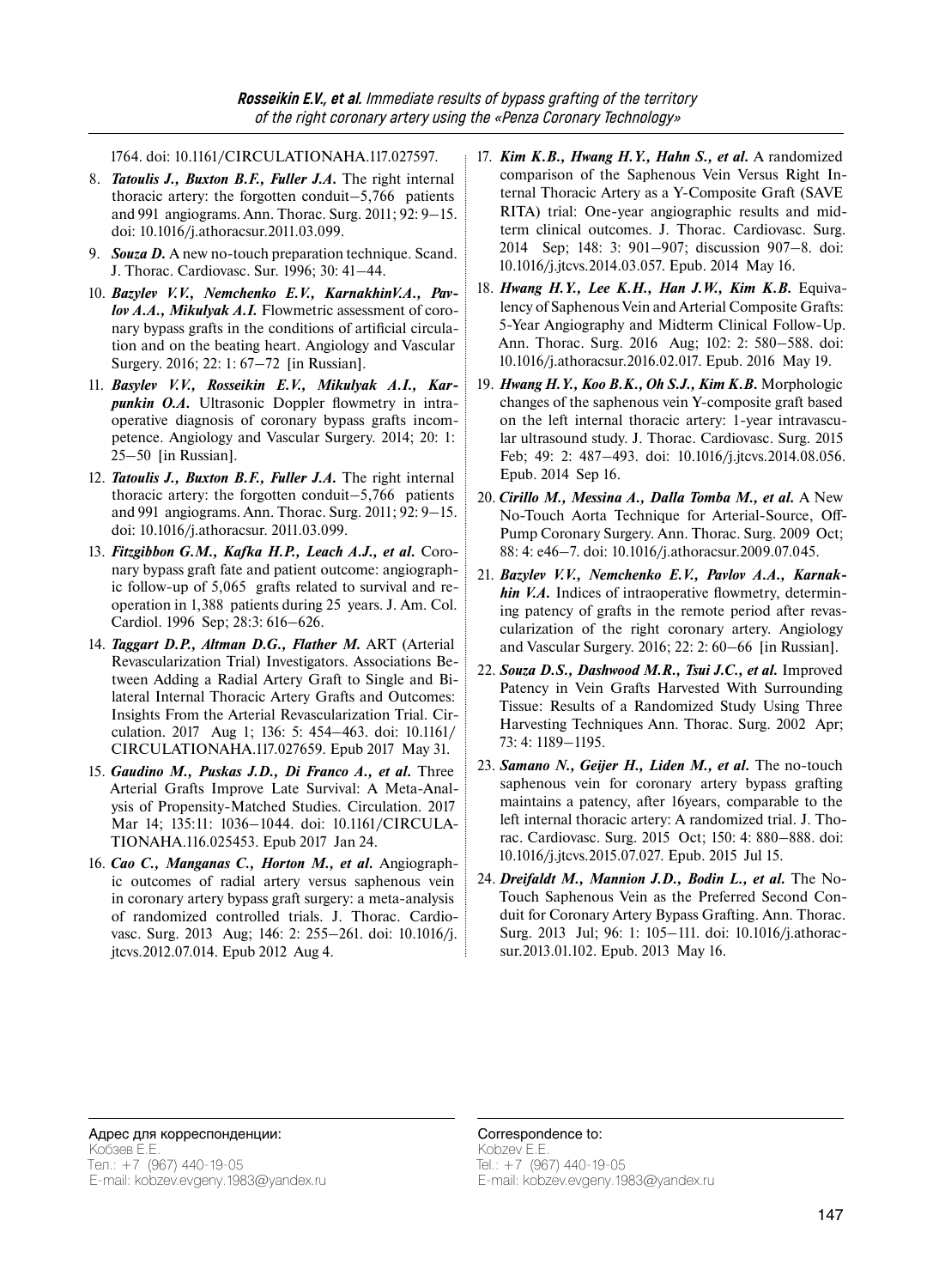1764. doi: 10.1161/CIRCULATIONAHA.117.027597.

8. ***Tatoulis J., Buxton B.F., Fuller J.A.*** The right internal thoracic artery: the forgotten conduit—5,766 patients and 991 angiograms. Ann. Thorac. Surg. 2011; 92: 9—15. doi: 10.1016/j.athoracsur.2011.03.099.
9. ***Souza D.*** A new no-touch preparation technique. Scand. J. Thorac. Cardiovasc. Sur. 1996; 30: 41—44.
10. ***Bazylev V.V., Nemchenko E.V., KarnakhinV.A., Pavlov A.A., Mikulyak A.I.*** Flowmetric assessment of coronary bypass grafts in the conditions of artificial circulation and on the beating heart. Angiology and Vascular Surgery. 2016; 22: 1: 67—72 [in Russian].
11. ***Basylev V.V., Rosseikin E.V., Mikulyak A.I., Karpunkin O.A.*** Ultrasonic Doppler flowmetry in intraoperative diagnosis of coronary bypass grafts incompetence. Angiology and Vascular Surgery. 2014; 20: 1: 25—50 [in Russian].
12. ***Tatoulis J., Buxton B.F., Fuller J.A.*** The right internal thoracic artery: the forgotten conduit—5,766 patients and 991 angiograms. Ann. Thorac. Surg. 2011; 92: 9—15. doi: 10.1016/j.athoracsur. 2011.03.099.
13. ***Fitzgibbon G.M., Kafka H.P., Leach A.J., et al.*** Coronary bypass graft fate and patient outcome: angiographic follow-up of 5,065 grafts related to survival and reoperation in 1,388 patients during 25 years. J. Am. Col. Cardiol. 1996 Sep; 28:3: 616—626.
14. ***Taggart D.P., Altman D.G., Flather M.*** ART (Arterial Revascularization Trial) Investigators. Associations Between Adding a Radial Artery Graft to Single and Bilateral Internal Thoracic Artery Grafts and Outcomes: Insights From the Arterial Revascularization Trial. Circulation. 2017 Aug 1; 136: 5: 454—463. doi: 10.1161/CIRCULATIONAHA.117.027659. Epub 2017 May 31.
15. ***Gaudino M., Puskas J.D., Di Franco A., et al.*** Three Arterial Grafts Improve Late Survival: A Meta-Analysis of Propensity-Matched Studies. Circulation. 2017 Mar 14; 135:11: 1036—1044. doi: 10.1161/CIRCULATIONAHA.116.025453. Epub 2017 Jan 24.
16. ***Cao C., Manganas C., Horton M., et al.*** Angiographic outcomes of radial artery versus saphenous vein in coronary artery bypass graft surgery: a meta-analysis of randomized controlled trials. J. Thorac. Cardiovasc. Surg. 2013 Aug; 146: 2: 255—261. doi: 10.1016/j.jtcvs.2012.07.014. Epub 2012 Aug 4.
17. ***Kim K.B., Hwang H.Y., Hahn S., et al.*** A randomized comparison of the Saphenous Vein Versus Right Internal Thoracic Artery as a Y-Composite Graft (SAVE RITA) trial: One-year angiographic results and midterm clinical outcomes. J. Thorac. Cardiovasc. Surg. 2014 Sep; 148: 3: 901—907; discussion 907—8. doi: 10.1016/j.jtcvs.2014.03.057. Epub. 2014 May 16.
18. ***Hwang H.Y., Lee K.H., Han J.W., Kim K.B.*** Equivalency of Saphenous Vein and Arterial Composite Grafts: 5-Year Angiography and Midterm Clinical Follow-Up. Ann. Thorac. Surg. 2016 Aug; 102: 2: 580—588. doi: 10.1016/j.athoracsur.2016.02.017. Epub. 2016 May 19.
19. ***Hwang H.Y., Koo B.K., Oh S.J., Kim K.B.*** Morphologic changes of the saphenous vein Y-composite graft based on the left internal thoracic artery: 1-year intravascular ultrasound study. J. Thorac. Cardiovasc. Surg. 2015 Feb; 49: 2: 487—493. doi: 10.1016/j.jtcvs.2014.08.056. Epub. 2014 Sep 16.
20. ***Cirillo M., Messina A., Dalla Tomba M., et al.*** A New No-Touch Aorta Technique for Arterial-Source, Off-Pump Coronary Surgery. Ann. Thorac. Surg. 2009 Oct; 88: 4: e46—7. doi: 10.1016/j.athoracsur.2009.07.045.
21. ***Bazylev V.V., Nemchenko E.V., Pavlov A.A., Karnakhin V.A.*** Indices of intraoperative flowmetry, determining patency of grafts in the remote period after revascularization of the right coronary artery. Angiology and Vascular Surgery. 2016; 22: 2: 60—66 [in Russian].
22. ***Souza D.S., Dashwood M.R., Tsui J.C., et al.*** Improved Patency in Vein Grafts Harvested With Surrounding Tissue: Results of a Randomized Study Using Three Harvesting Techniques Ann. Thorac. Surg. 2002 Apr; 73: 4: 1189—1195.
23. ***Samano N., Geijer H., Liden M., et al.*** The no-touch saphenous vein for coronary artery bypass grafting maintains a patency, after 16years, comparable to the left internal thoracic artery: A randomized trial. J. Thorac. Cardiovasc. Surg. 2015 Oct; 150: 4: 880—888. doi: 10.1016/j.jtcvs.2015.07.027. Epub. 2015 Jul 15.
24. ***Dreifaldt M., Mannion J.D., Bodin L., et al.*** The No-Touch Saphenous Vein as the Preferred Second Conduit for Coronary Artery Bypass Grafting. Ann. Thorac. Surg. 2013 Jul; 96: 1: 105—111. doi: 10.1016/j.athoracsur.2013.01.102. Epub. 2013 May 16.

Адрес для корреспонденции:
Кобзев Е.Е.
Тел.: +7 (967) 440-19-05
E-mail: kobzev.evgeny.1983@yandex.ru

Correspondence to:
Kobzev E.E.
Tel.: +7 (967) 440-19-05
E-mail: kobzev.evgeny.1983@yandex.ru